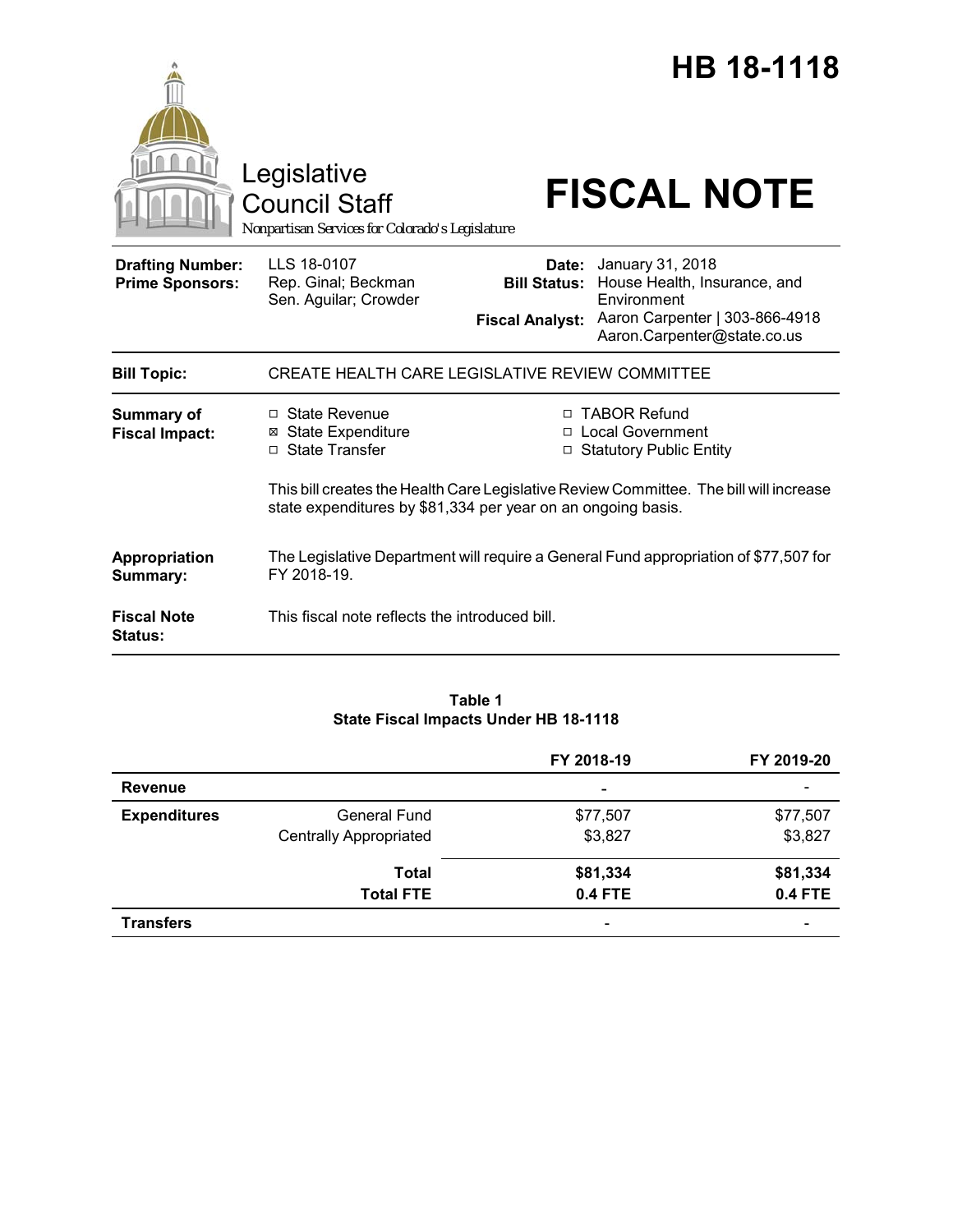# HB 18-1118

Legislative Council Staff

*Nonpartisan Services for Colorado's Legislature*

# FISCAL NOTE

| | | | |
|---|---|---|---|
| **Drafting Number:** | LLS 18-0107 | **Date:** | January 31, 2018 |
| **Prime Sponsors:** | Rep. Ginal; Beckman<br>Sen. Aguilar; Crowder | **Bill Status:** | House Health, Insurance, and Environment |
| | | **Fiscal Analyst:** | Aaron Carpenter \| 303-866-4918<br>Aaron.Carpenter@state.co.us |

| | |
|---|---|
| **Bill Topic:** | CREATE HEALTH CARE LEGISLATIVE REVIEW COMMITTEE |
| **Summary of Fiscal Impact:** | ☐ State Revenue<br>☒ State Expenditure<br>☐ State Transfer<br>☐ TABOR Refund<br>☐ Local Government<br>☐ Statutory Public Entity<br><br>This bill creates the Health Care Legislative Review Committee. The bill will increase state expenditures by $81,334 per year on an ongoing basis. |
| **Appropriation Summary:** | The Legislative Department will require a General Fund appropriation of $77,507 for FY 2018-19. |
| **Fiscal Note Status:** | This fiscal note reflects the introduced bill. |

**Table 1**
**State Fiscal Impacts Under HB 18-1118**

| | | FY 2018-19 | FY 2019-20 |
|---|---|---|---|
| **Revenue** | | - | - |
| **Expenditures** | General Fund | $77,507 | $77,507 |
| | Centrally Appropriated | $3,827 | $3,827 |
| | **Total** | **$81,334** | **$81,334** |
| | **Total FTE** | **0.4 FTE** | **0.4 FTE** |
| **Transfers** | | - | - |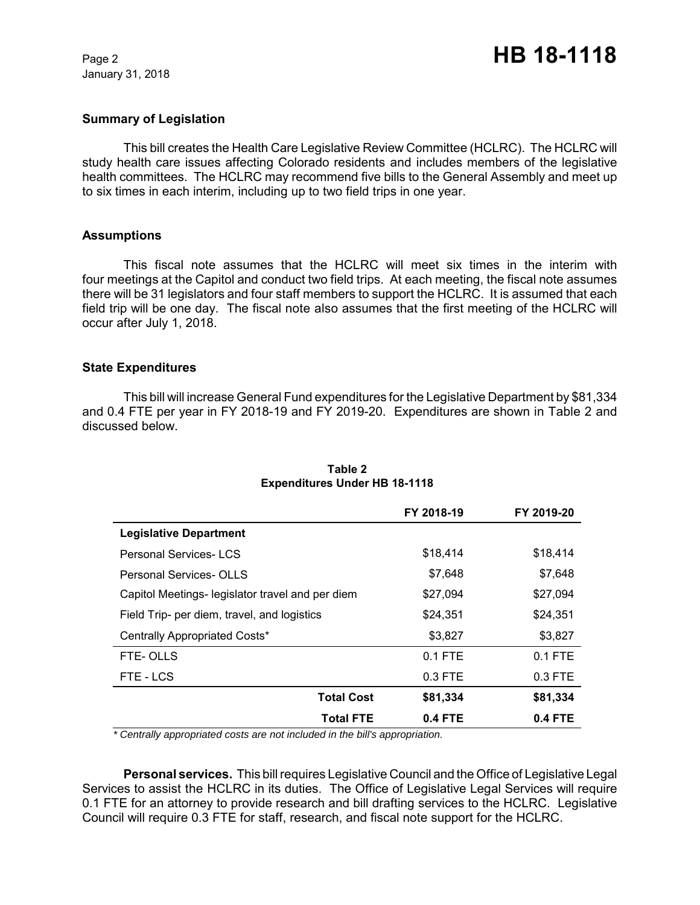## Summary of Legislation

This bill creates the Health Care Legislative Review Committee (HCLRC). The HCLRC will study health care issues affecting Colorado residents and includes members of the legislative health committees. The HCLRC may recommend five bills to the General Assembly and meet up to six times in each interim, including up to two field trips in one year.

## Assumptions

This fiscal note assumes that the HCLRC will meet six times in the interim with four meetings at the Capitol and conduct two field trips. At each meeting, the fiscal note assumes there will be 31 legislators and four staff members to support the HCLRC. It is assumed that each field trip will be one day. The fiscal note also assumes that the first meeting of the HCLRC will occur after July 1, 2018.

## State Expenditures

This bill will increase General Fund expenditures for the Legislative Department by $81,334 and 0.4 FTE per year in FY 2018-19 and FY 2019-20. Expenditures are shown in Table 2 and discussed below.

**Table 2**
**Expenditures Under HB 18-1118**

| | FY 2018-19 | FY 2019-20 |
|---|---|---|
| **Legislative Department** | | |
| Personal Services- LCS | $18,414 | $18,414 |
| Personal Services- OLLS | $7,648 | $7,648 |
| Capitol Meetings- legislator travel and per diem | $27,094 | $27,094 |
| Field Trip- per diem, travel, and logistics | $24,351 | $24,351 |
| Centrally Appropriated Costs* | $3,827 | $3,827 |
| FTE- OLLS | 0.1 FTE | 0.1 FTE |
| FTE - LCS | 0.3 FTE | 0.3 FTE |
| **Total Cost** | **$81,334** | **$81,334** |
| **Total FTE** | **0.4 FTE** | **0.4 FTE** |

*\* Centrally appropriated costs are not included in the bill's appropriation.*

**Personal services.** This bill requires Legislative Council and the Office of Legislative Legal Services to assist the HCLRC in its duties. The Office of Legislative Legal Services will require 0.1 FTE for an attorney to provide research and bill drafting services to the HCLRC. Legislative Council will require 0.3 FTE for staff, research, and fiscal note support for the HCLRC.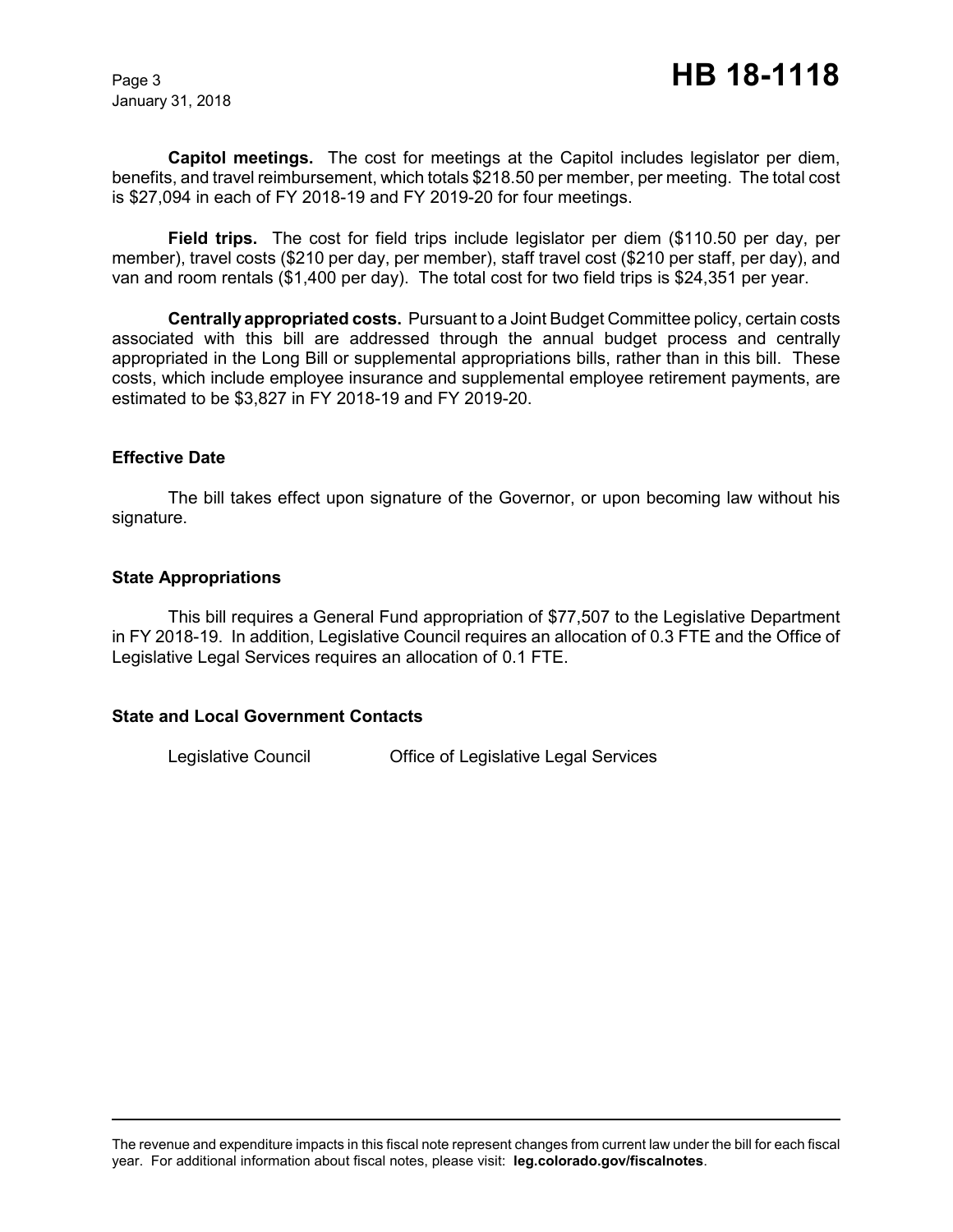**Capitol meetings.** The cost for meetings at the Capitol includes legislator per diem, benefits, and travel reimbursement, which totals $218.50 per member, per meeting. The total cost is $27,094 in each of FY 2018-19 and FY 2019-20 for four meetings.

**Field trips.** The cost for field trips include legislator per diem ($110.50 per day, per member), travel costs ($210 per day, per member), staff travel cost ($210 per staff, per day), and van and room rentals ($1,400 per day). The total cost for two field trips is $24,351 per year.

**Centrally appropriated costs.** Pursuant to a Joint Budget Committee policy, certain costs associated with this bill are addressed through the annual budget process and centrally appropriated in the Long Bill or supplemental appropriations bills, rather than in this bill. These costs, which include employee insurance and supplemental employee retirement payments, are estimated to be $3,827 in FY 2018-19 and FY 2019-20.

### Effective Date

The bill takes effect upon signature of the Governor, or upon becoming law without his signature.

### State Appropriations

This bill requires a General Fund appropriation of $77,507 to the Legislative Department in FY 2018-19. In addition, Legislative Council requires an allocation of 0.3 FTE and the Office of Legislative Legal Services requires an allocation of 0.1 FTE.

### State and Local Government Contacts

Legislative Council     Office of Legislative Legal Services

The revenue and expenditure impacts in this fiscal note represent changes from current law under the bill for each fiscal year. For additional information about fiscal notes, please visit: **leg.colorado.gov/fiscalnotes**.